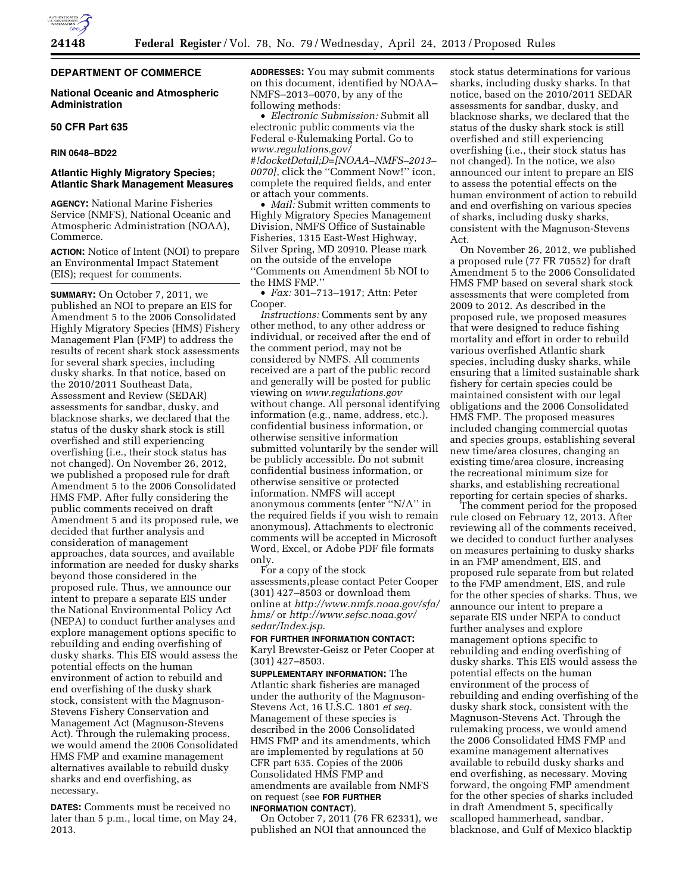**DEPARTMENT OF COMMERCE**

**National Oceanic and Atmospheric Administration**

**50 CFR Part 635**

**RIN 0648–BD22**

## Atlantic Highly Migratory Species; Atlantic Shark Management Measures

**AGENCY:** National Marine Fisheries Service (NMFS), National Oceanic and Atmospheric Administration (NOAA), Commerce.

**ACTION:** Notice of Intent (NOI) to prepare an Environmental Impact Statement (EIS); request for comments.

**SUMMARY:** On October 7, 2011, we published an NOI to prepare an EIS for Amendment 5 to the 2006 Consolidated Highly Migratory Species (HMS) Fishery Management Plan (FMP) to address the results of recent shark stock assessments for several shark species, including dusky sharks. In that notice, based on the 2010/2011 Southeast Data, Assessment and Review (SEDAR) assessments for sandbar, dusky, and blacknose sharks, we declared that the status of the dusky shark stock is still overfished and still experiencing overfishing (i.e., their stock status has not changed). On November 26, 2012, we published a proposed rule for draft Amendment 5 to the 2006 Consolidated HMS FMP. After fully considering the public comments received on draft Amendment 5 and its proposed rule, we decided that further analysis and consideration of management approaches, data sources, and available information are needed for dusky sharks beyond those considered in the proposed rule. Thus, we announce our intent to prepare a separate EIS under the National Environmental Policy Act (NEPA) to conduct further analyses and explore management options specific to rebuilding and ending overfishing of dusky sharks. This EIS would assess the potential effects on the human environment of action to rebuild and end overfishing of the dusky shark stock, consistent with the Magnuson-Stevens Fishery Conservation and Management Act (Magnuson-Stevens Act). Through the rulemaking process, we would amend the 2006 Consolidated HMS FMP and examine management alternatives available to rebuild dusky sharks and end overfishing, as necessary.

**DATES:** Comments must be received no later than 5 p.m., local time, on May 24, 2013.

**ADDRESSES:** You may submit comments on this document, identified by NOAA–NMFS–2013–0070, by any of the following methods:

- *Electronic Submission:* Submit all electronic public comments via the Federal e-Rulemaking Portal. Go to *www.regulations.gov/#!docketDetail;D=[NOAA–NMFS–2013–0070]*, click the "Comment Now!" icon, complete the required fields, and enter or attach your comments.
- *Mail:* Submit written comments to Highly Migratory Species Management Division, NMFS Office of Sustainable Fisheries, 1315 East-West Highway, Silver Spring, MD 20910. Please mark on the outside of the envelope "Comments on Amendment 5b NOI to the HMS FMP."
- *Fax:* 301–713–1917; Attn: Peter Cooper.

*Instructions:* Comments sent by any other method, to any other address or individual, or received after the end of the comment period, may not be considered by NMFS. All comments received are a part of the public record and generally will be posted for public viewing on *www.regulations.gov* without change. All personal identifying information (e.g., name, address, etc.), confidential business information, or otherwise sensitive information submitted voluntarily by the sender will be publicly accessible. Do not submit confidential business information, or otherwise sensitive or protected information. NMFS will accept anonymous comments (enter "N/A" in the required fields if you wish to remain anonymous). Attachments to electronic comments will be accepted in Microsoft Word, Excel, or Adobe PDF file formats only.

For a copy of the stock assessments,please contact Peter Cooper (301) 427–8503 or download them online at *http://www.nmfs.noaa.gov/sfa/hms/* or *http://www.sefsc.noaa.gov/sedar/Index.jsp*.

**FOR FURTHER INFORMATION CONTACT:** Karyl Brewster-Geisz or Peter Cooper at (301) 427–8503.

**SUPPLEMENTARY INFORMATION:** The Atlantic shark fisheries are managed under the authority of the Magnuson-Stevens Act, 16 U.S.C. 1801 *et seq.* Management of these species is described in the 2006 Consolidated HMS FMP and its amendments, which are implemented by regulations at 50 CFR part 635. Copies of the 2006 Consolidated HMS FMP and amendments are available from NMFS on request (see **FOR FURTHER INFORMATION CONTACT**).

On October 7, 2011 (76 FR 62331), we published an NOI that announced the stock status determinations for various sharks, including dusky sharks. In that notice, based on the 2010/2011 SEDAR assessments for sandbar, dusky, and blacknose sharks, we declared that the status of the dusky shark stock is still overfished and still experiencing overfishing (i.e., their stock status has not changed). In the notice, we also announced our intent to prepare an EIS to assess the potential effects on the human environment of action to rebuild and end overfishing on various species of sharks, including dusky sharks, consistent with the Magnuson-Stevens Act.

On November 26, 2012, we published a proposed rule (77 FR 70552) for draft Amendment 5 to the 2006 Consolidated HMS FMP based on several shark stock assessments that were completed from 2009 to 2012. As described in the proposed rule, we proposed measures that were designed to reduce fishing mortality and effort in order to rebuild various overfished Atlantic shark species, including dusky sharks, while ensuring that a limited sustainable shark fishery for certain species could be maintained consistent with our legal obligations and the 2006 Consolidated HMS FMP. The proposed measures included changing commercial quotas and species groups, establishing several new time/area closures, changing an existing time/area closure, increasing the recreational minimum size for sharks, and establishing recreational reporting for certain species of sharks.

The comment period for the proposed rule closed on February 12, 2013. After reviewing all of the comments received, we decided to conduct further analyses on measures pertaining to dusky sharks in an FMP amendment, EIS, and proposed rule separate from but related to the FMP amendment, EIS, and rule for the other species of sharks. Thus, we announce our intent to prepare a separate EIS under NEPA to conduct further analyses and explore management options specific to rebuilding and ending overfishing of dusky sharks. This EIS would assess the potential effects on the human environment of the process of rebuilding and ending overfishing of the dusky shark stock, consistent with the Magnuson-Stevens Act. Through the rulemaking process, we would amend the 2006 Consolidated HMS FMP and examine management alternatives available to rebuild dusky sharks and end overfishing, as necessary. Moving forward, the ongoing FMP amendment for the other species of sharks included in draft Amendment 5, specifically scalloped hammerhead, sandbar, blacknose, and Gulf of Mexico blacktip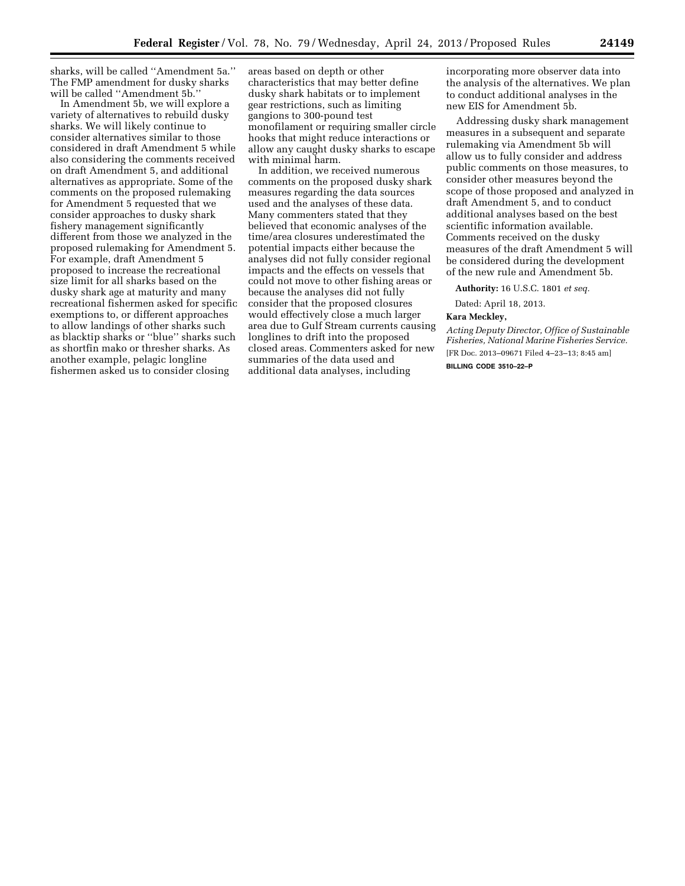sharks, will be called ''Amendment 5a.'' The FMP amendment for dusky sharks will be called ''Amendment 5b.''

In Amendment 5b, we will explore a variety of alternatives to rebuild dusky sharks. We will likely continue to consider alternatives similar to those considered in draft Amendment 5 while also considering the comments received on draft Amendment 5, and additional alternatives as appropriate. Some of the comments on the proposed rulemaking for Amendment 5 requested that we consider approaches to dusky shark fishery management significantly different from those we analyzed in the proposed rulemaking for Amendment 5. For example, draft Amendment 5 proposed to increase the recreational size limit for all sharks based on the dusky shark age at maturity and many recreational fishermen asked for specific exemptions to, or different approaches to allow landings of other sharks such as blacktip sharks or ''blue'' sharks such as shortfin mako or thresher sharks. As another example, pelagic longline fishermen asked us to consider closing areas based on depth or other characteristics that may better define dusky shark habitats or to implement gear restrictions, such as limiting gangions to 300-pound test monofilament or requiring smaller circle hooks that might reduce interactions or allow any caught dusky sharks to escape with minimal harm.

In addition, we received numerous comments on the proposed dusky shark measures regarding the data sources used and the analyses of these data. Many commenters stated that they believed that economic analyses of the time/area closures underestimated the potential impacts either because the analyses did not fully consider regional impacts and the effects on vessels that could not move to other fishing areas or because the analyses did not fully consider that the proposed closures would effectively close a much larger area due to Gulf Stream currents causing longlines to drift into the proposed closed areas. Commenters asked for new summaries of the data used and additional data analyses, including incorporating more observer data into the analysis of the alternatives. We plan to conduct additional analyses in the new EIS for Amendment 5b.

Addressing dusky shark management measures in a subsequent and separate rulemaking via Amendment 5b will allow us to fully consider and address public comments on those measures, to consider other measures beyond the scope of those proposed and analyzed in draft Amendment 5, and to conduct additional analyses based on the best scientific information available. Comments received on the dusky measures of the draft Amendment 5 will be considered during the development of the new rule and Amendment 5b.

**Authority:** 16 U.S.C. 1801 *et seq.*

Dated: April 18, 2013.

**Kara Meckley,**

*Acting Deputy Director, Office of Sustainable Fisheries, National Marine Fisheries Service.*

[FR Doc. 2013–09671 Filed 4–23–13; 8:45 am]

**BILLING CODE 3510–22–P**